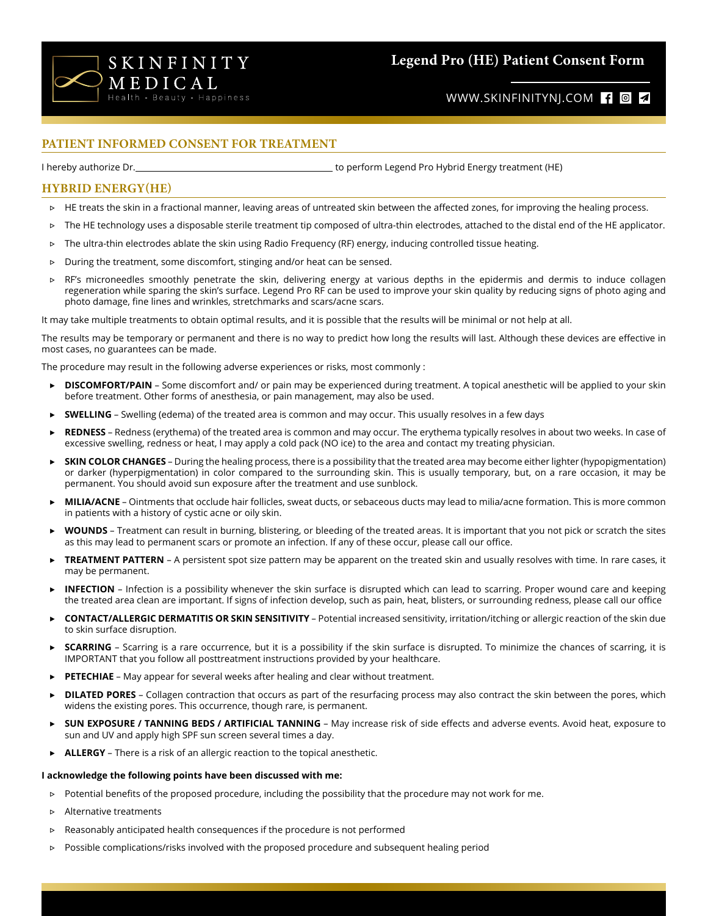SKINFINITY MEDICAL
Health - Beauty - Happiness

# Legend Pro (HE) Patient Consent Form

WWW.SKINFINITYNJ.COM

## PATIENT INFORMED CONSENT FOR TREATMENT

I hereby authorize Dr.\_\_\_\_\_\_\_\_\_\_\_\_\_\_\_\_\_\_\_\_\_\_\_\_\_\_\_\_\_\_\_\_\_\_\_\_\_\_\_\_\_\_ to perform Legend Pro Hybrid Energy treatment (HE)

## HYBRID ENERGY(HE)

- HE treats the skin in a fractional manner, leaving areas of untreated skin between the affected zones, for improving the healing process.
- The HE technology uses a disposable sterile treatment tip composed of ultra-thin electrodes, attached to the distal end of the HE applicator.
- The ultra-thin electrodes ablate the skin using Radio Frequency (RF) energy, inducing controlled tissue heating.
- During the treatment, some discomfort, stinging and/or heat can be sensed.
- RF's microneedles smoothly penetrate the skin, delivering energy at various depths in the epidermis and dermis to induce collagen regeneration while sparing the skin's surface. Legend Pro RF can be used to improve your skin quality by reducing signs of photo aging and photo damage, fine lines and wrinkles, stretchmarks and scars/acne scars.

It may take multiple treatments to obtain optimal results, and it is possible that the results will be minimal or not help at all.

The results may be temporary or permanent and there is no way to predict how long the results will last. Although these devices are effective in most cases, no guarantees can be made.

The procedure may result in the following adverse experiences or risks, most commonly :

- **DISCOMFORT/PAIN** – Some discomfort and/ or pain may be experienced during treatment. A topical anesthetic will be applied to your skin before treatment. Other forms of anesthesia, or pain management, may also be used.
- **SWELLING** – Swelling (edema) of the treated area is common and may occur. This usually resolves in a few days
- **REDNESS** – Redness (erythema) of the treated area is common and may occur. The erythema typically resolves in about two weeks. In case of excessive swelling, redness or heat, I may apply a cold pack (NO ice) to the area and contact my treating physician.
- **SKIN COLOR CHANGES** – During the healing process, there is a possibility that the treated area may become either lighter (hypopigmentation) or darker (hyperpigmentation) in color compared to the surrounding skin. This is usually temporary, but, on a rare occasion, it may be permanent. You should avoid sun exposure after the treatment and use sunblock.
- **MILIA/ACNE** – Ointments that occlude hair follicles, sweat ducts, or sebaceous ducts may lead to milia/acne formation. This is more common in patients with a history of cystic acne or oily skin.
- **WOUNDS** – Treatment can result in burning, blistering, or bleeding of the treated areas. It is important that you not pick or scratch the sites as this may lead to permanent scars or promote an infection. If any of these occur, please call our office.
- **TREATMENT PATTERN** – A persistent spot size pattern may be apparent on the treated skin and usually resolves with time. In rare cases, it may be permanent.
- **INFECTION** – Infection is a possibility whenever the skin surface is disrupted which can lead to scarring. Proper wound care and keeping the treated area clean are important. If signs of infection develop, such as pain, heat, blisters, or surrounding redness, please call our office
- **CONTACT/ALLERGIC DERMATITIS OR SKIN SENSITIVITY** – Potential increased sensitivity, irritation/itching or allergic reaction of the skin due to skin surface disruption.
- **SCARRING** – Scarring is a rare occurrence, but it is a possibility if the skin surface is disrupted. To minimize the chances of scarring, it is IMPORTANT that you follow all posttreatment instructions provided by your healthcare.
- **PETECHIAE** – May appear for several weeks after healing and clear without treatment.
- **DILATED PORES** – Collagen contraction that occurs as part of the resurfacing process may also contract the skin between the pores, which widens the existing pores. This occurrence, though rare, is permanent.
- **SUN EXPOSURE / TANNING BEDS / ARTIFICIAL TANNING** – May increase risk of side effects and adverse events. Avoid heat, exposure to sun and UV and apply high SPF sun screen several times a day.
- **ALLERGY** – There is a risk of an allergic reaction to the topical anesthetic.

**I acknowledge the following points have been discussed with me:**

- Potential benefits of the proposed procedure, including the possibility that the procedure may not work for me.
- Alternative treatments
- Reasonably anticipated health consequences if the procedure is not performed
- Possible complications/risks involved with the proposed procedure and subsequent healing period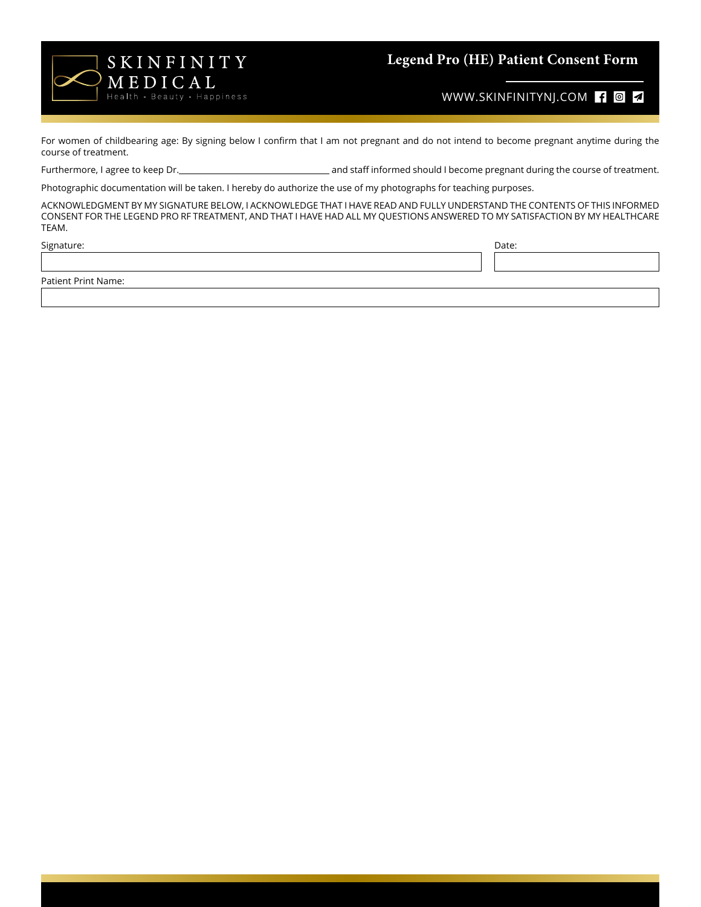# Legend Pro (HE) Patient Consent Form

For women of childbearing age: By signing below I confirm that I am not pregnant and do not intend to become pregnant anytime during the course of treatment.

Furthermore, I agree to keep Dr.________________________ and staff informed should I become pregnant during the course of treatment.

Photographic documentation will be taken. I hereby do authorize the use of my photographs for teaching purposes.

ACKNOWLEDGMENT BY MY SIGNATURE BELOW, I ACKNOWLEDGE THAT I HAVE READ AND FULLY UNDERSTAND THE CONTENTS OF THIS INFORMED CONSENT FOR THE LEGEND PRO RF TREATMENT, AND THAT I HAVE HAD ALL MY QUESTIONS ANSWERED TO MY SATISFACTION BY MY HEALTHCARE TEAM.

Signature: ______________________ Date: ______________

Patient Print Name: ______________________